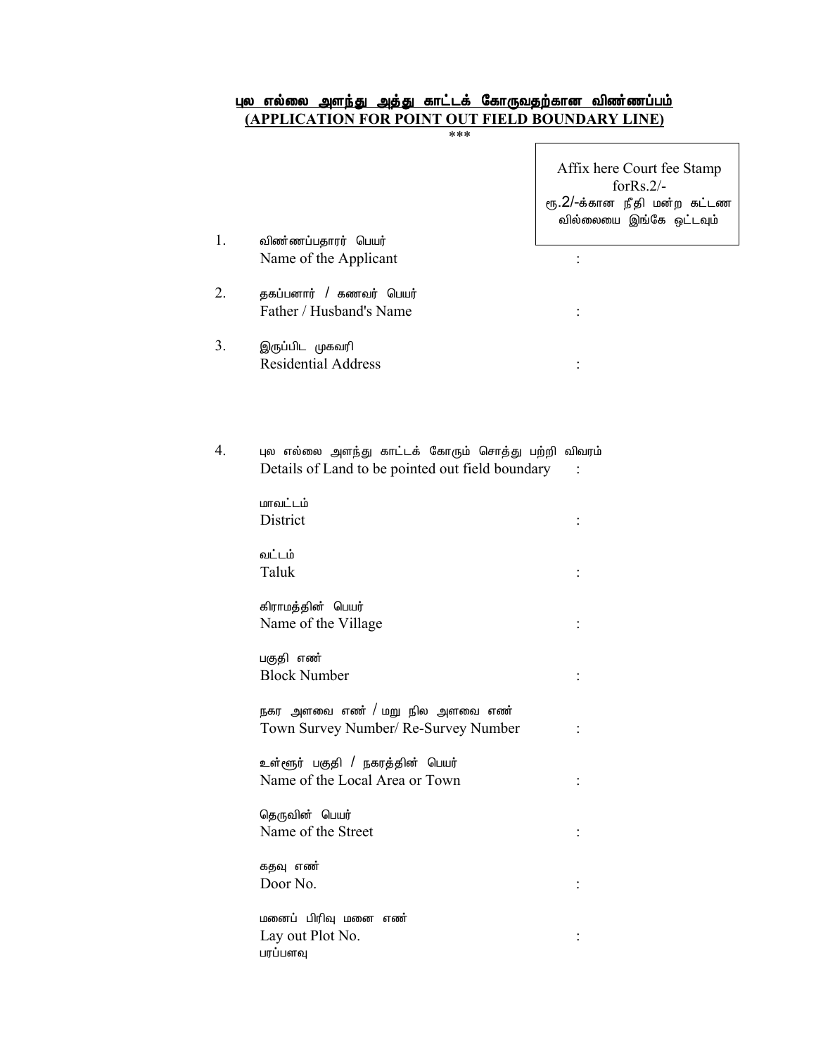# புல எல்லை அளந்து அத்து காட்டக் கோருவதற்கான விண்ணப்பம்
# (APPLICATION FOR POINT OUT FIELD BOUNDARY LINE)

\*\*\*

Affix here Court fee Stamp forRs.2/-
ரூ.2/-க்கான நீதி மன்ற கட்டண வில்லையை இங்கே ஒட்டவும்

1. விண்ணப்பதாரர் பெயர்
   Name of the Applicant :

2. தகப்பனார் / கணவர் பெயர்
   Father / Husband's Name :

3. இருப்பிட முகவரி
   Residential Address :

4. புல எல்லை அளந்து காட்டக் கோரும் சொத்து பற்றி விவரம்
   Details of Land to be pointed out field boundary :

   மாவட்டம்
   District :

   வட்டம்
   Taluk :

   கிராமத்தின் பெயர்
   Name of the Village :

   பகுதி எண்
   Block Number :

   நகர அளவை எண் / மறு நில அளவை எண்
   Town Survey Number/ Re-Survey Number :

   உள்ளூர் பகுதி / நகரத்தின் பெயர்
   Name of the Local Area or Town :

   தெருவின் பெயர்
   Name of the Street :

   கதவு எண்
   Door No. :

   மனைப் பிரிவு மனை எண்
   Lay out Plot No. :

   பரப்பளவு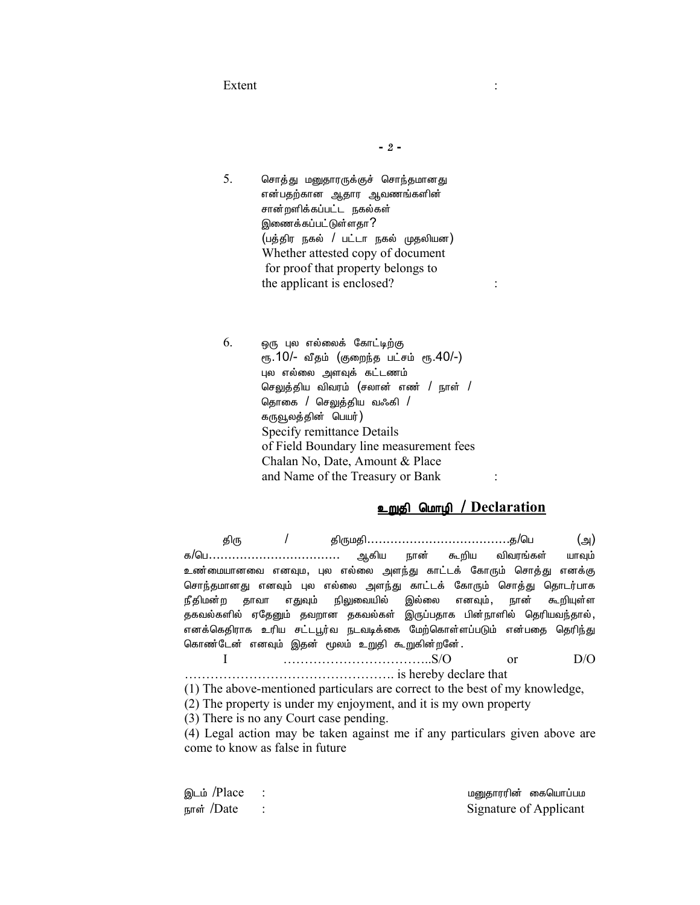Extent :

5. சொத்து மனுதாரருக்குச் சொந்தமானது என்பதற்கான ஆதார ஆவணங்களின் சான்றளிக்கப்பட்ட நகல்கள் இணைக்கப்பட்டுள்ளதா? (பத்திர நகல் / பட்டா நகல் முதலியன)
Whether attested copy of document for proof that property belongs to the applicant is enclosed? :

6. ஒரு புல எல்லைக் கோட்டிற்கு ரூ.10/- வீதம் (குறைந்த பட்சம் ரூ.40/-) புல எல்லை அளவுக் கட்டணம் செலுத்திய விவரம் (சலான் எண் / நாள் / தொகை / செலுத்திய வங்கி / கருவூலத்தின் பெயர்)
Specify remittance Details of Field Boundary line measurement fees Chalan No, Date, Amount & Place and Name of the Treasury or Bank :

## <u>உறுதி மொழி</u> / Declaration

திரு / திருமதி……………………………….த/பெ (அ) க/பெ……………………………… ஆகிய நான் கூறிய விவரங்கள் யாவும் உண்மையானவை எனவும், புல எல்லை அளந்து காட்டக் கோரும் சொத்து எனக்கு சொந்தமானது எனவும் புல எல்லை அளந்து காட்டக் கோரும் சொத்து தொடர்பாக நீதிமன்ற தாவா எதுவும் நிலுவையில் இல்லை எனவும், நான் கூறியுள்ள தகவல்களில் ஏதேனும் தவறான தகவல்கள் இருப்பதாக பின்நாளில் தெரியவந்தால், எனக்கெதிராக உரிய சட்டபூர்வ நடவடிக்கை மேற்கொள்ளப்படும் என்பதை தெரிந்து கொண்டேன் எனவும் இதன் மூலம் உறுதி கூறுகின்றேன்.

I ……………………………..S/O or D/O …………………………………………. is hereby declare that

(1) The above-mentioned particulars are correct to the best of my knowledge,
(2) The property is under my enjoyment, and it is my own property
(3) There is no any Court case pending.
(4) Legal action may be taken against me if any particulars given above are come to know as false in future

இடம் /Place :
நாள் /Date :

மனுதாரரின் கையொப்பம
Signature of Applicant